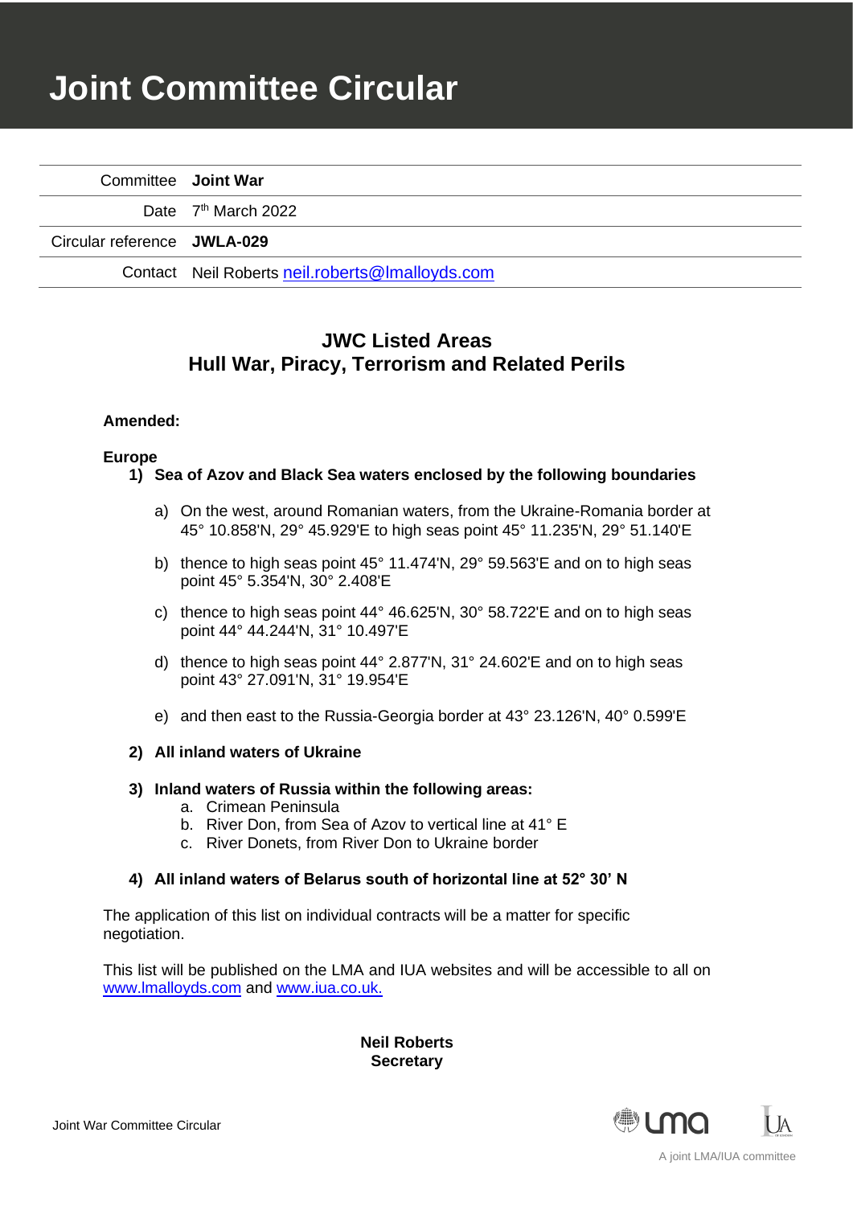# Joint Committee Circular

| | |
|---|---|
| Committee | **Joint War** |
| Date | 7th March 2022 |
| Circular reference | **JWLA-029** |
| Contact | Neil Roberts neil.roberts@lmalloyds.com |

## JWC Listed Areas
## Hull War, Piracy, Terrorism and Related Perils

**Amended:**

**Europe**

1) **Sea of Azov and Black Sea waters enclosed by the following boundaries**

   a) On the west, around Romanian waters, from the Ukraine-Romania border at 45° 10.858'N, 29° 45.929'E to high seas point 45° 11.235'N, 29° 51.140'E

   b) thence to high seas point 45° 11.474'N, 29° 59.563'E and on to high seas point 45° 5.354'N, 30° 2.408'E

   c) thence to high seas point 44° 46.625'N, 30° 58.722'E and on to high seas point 44° 44.244'N, 31° 10.497'E

   d) thence to high seas point 44° 2.877'N, 31° 24.602'E and on to high seas point 43° 27.091'N, 31° 19.954'E

   e) and then east to the Russia-Georgia border at 43° 23.126'N, 40° 0.599'E

2) **All inland waters of Ukraine**

3) **Inland waters of Russia within the following areas:**
   a. Crimean Peninsula
   b. River Don, from Sea of Azov to vertical line at 41° E
   c. River Donets, from River Don to Ukraine border

4) **All inland waters of Belarus south of horizontal line at 52° 30' N**

The application of this list on individual contracts will be a matter for specific negotiation.

This list will be published on the LMA and IUA websites and will be accessible to all on www.lmalloyds.com and www.iua.co.uk.

**Neil Roberts**
**Secretary**

A joint LMA/IUA committee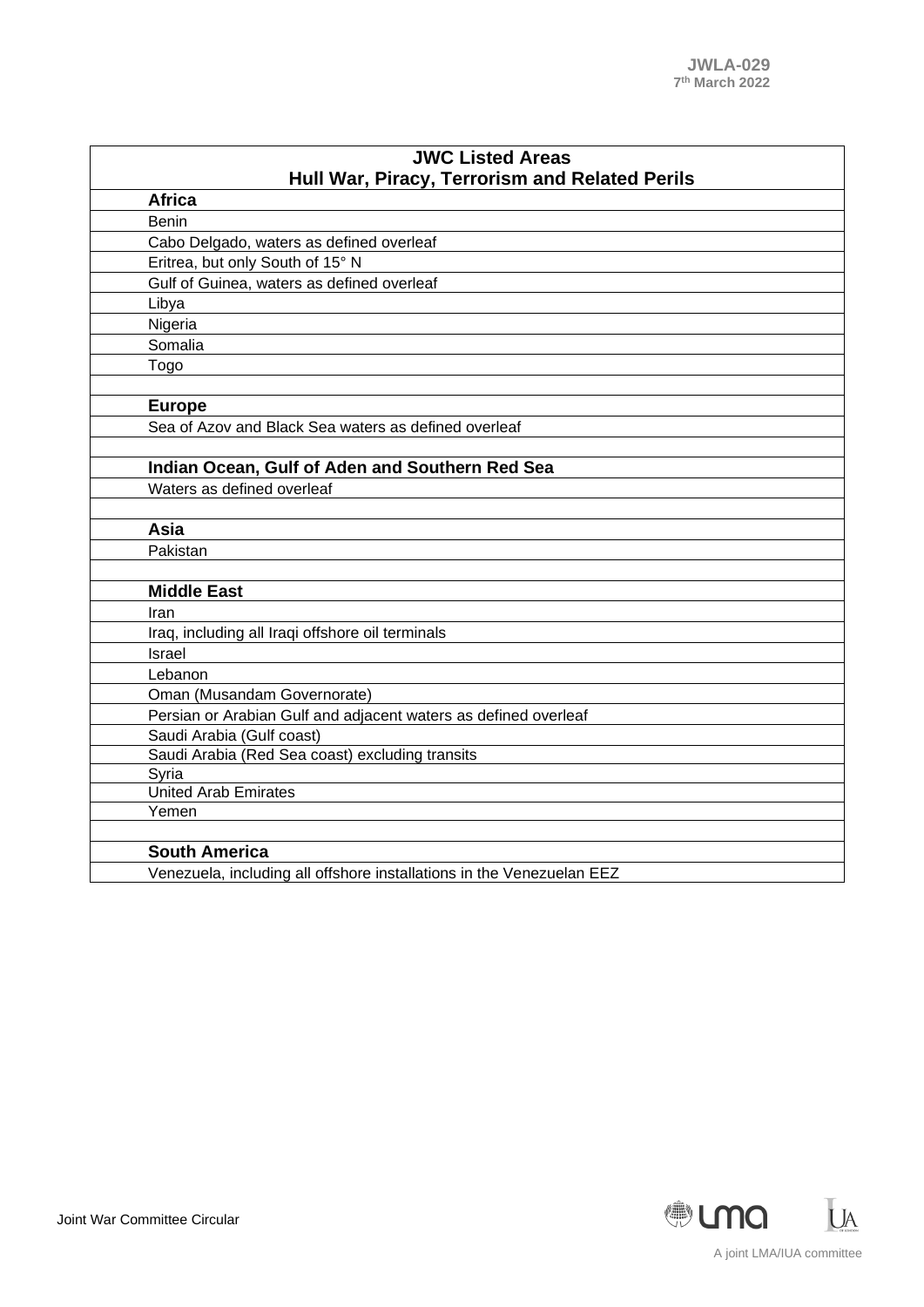JWLA-029
7th March 2022

| JWC Listed Areas<br>Hull War, Piracy, Terrorism and Related Perils |
|---|
| **Africa** |
| Benin |
| Cabo Delgado, waters as defined overleaf |
| Eritrea, but only South of 15° N |
| Gulf of Guinea, waters as defined overleaf |
| Libya |
| Nigeria |
| Somalia |
| Togo |
| |
| **Europe** |
| Sea of Azov and Black Sea waters as defined overleaf |
| |
| **Indian Ocean, Gulf of Aden and Southern Red Sea** |
| Waters as defined overleaf |
| |
| **Asia** |
| Pakistan |
| |
| **Middle East** |
| Iran |
| Iraq, including all Iraqi offshore oil terminals |
| Israel |
| Lebanon |
| Oman (Musandam Governorate) |
| Persian or Arabian Gulf and adjacent waters as defined overleaf |
| Saudi Arabia (Gulf coast) |
| Saudi Arabia (Red Sea coast) excluding transits |
| Syria |
| United Arab Emirates |
| Yemen |
| |
| **South America** |
| Venezuela, including all offshore installations in the Venezuelan EEZ |

Joint War Committee Circular

A joint LMA/IUA committee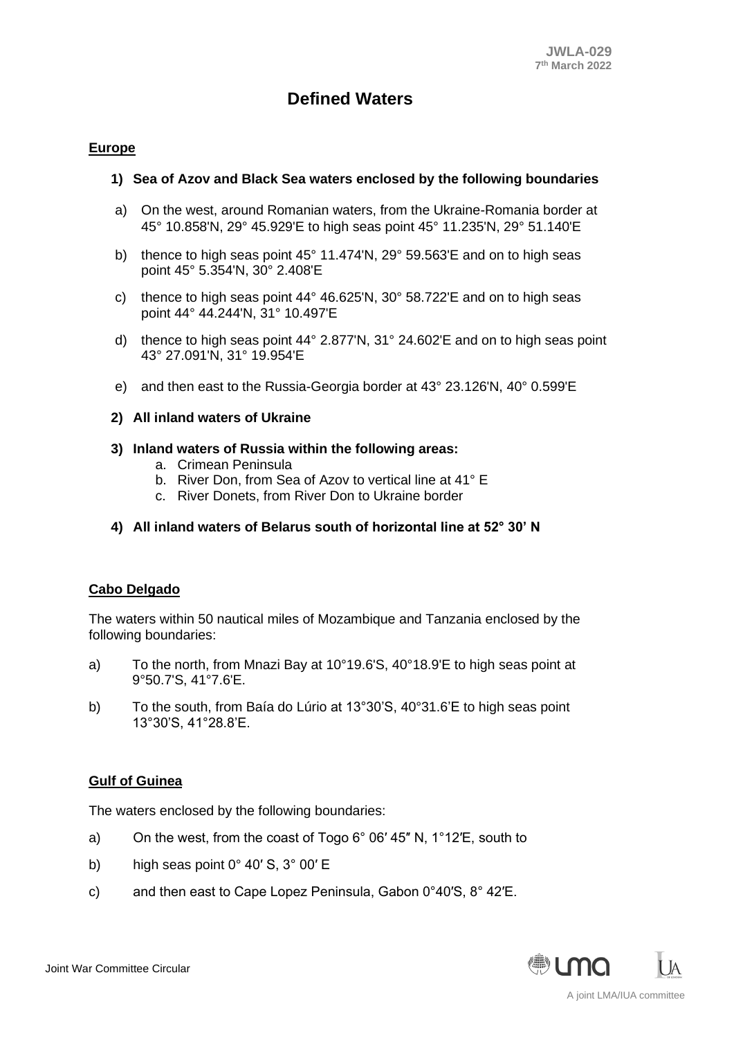JWLA-029
7th March 2022

# Defined Waters

## Europe

**1) Sea of Azov and Black Sea waters enclosed by the following boundaries**

a) On the west, around Romanian waters, from the Ukraine-Romania border at 45° 10.858'N, 29° 45.929'E to high seas point 45° 11.235'N, 29° 51.140'E

b) thence to high seas point 45° 11.474'N, 29° 59.563'E and on to high seas point 45° 5.354'N, 30° 2.408'E

c) thence to high seas point 44° 46.625'N, 30° 58.722'E and on to high seas point 44° 44.244'N, 31° 10.497'E

d) thence to high seas point 44° 2.877'N, 31° 24.602'E and on to high seas point 43° 27.091'N, 31° 19.954'E

e) and then east to the Russia-Georgia border at 43° 23.126'N, 40° 0.599'E

**2) All inland waters of Ukraine**

**3) Inland waters of Russia within the following areas:**

a. Crimean Peninsula
b. River Don, from Sea of Azov to vertical line at 41° E
c. River Donets, from River Don to Ukraine border

**4) All inland waters of Belarus south of horizontal line at 52° 30' N**

## Cabo Delgado

The waters within 50 nautical miles of Mozambique and Tanzania enclosed by the following boundaries:

a) To the north, from Mnazi Bay at 10°19.6'S, 40°18.9'E to high seas point at 9°50.7'S, 41°7.6'E.

b) To the south, from Baía do Lúrio at 13°30'S, 40°31.6'E to high seas point 13°30'S, 41°28.8'E.

## Gulf of Guinea

The waters enclosed by the following boundaries:

a) On the west, from the coast of Togo 6° 06′ 45″ N, 1°12′E, south to

b) high seas point 0° 40′ S, 3° 00′ E

c) and then east to Cape Lopez Peninsula, Gabon 0°40′S, 8° 42′E.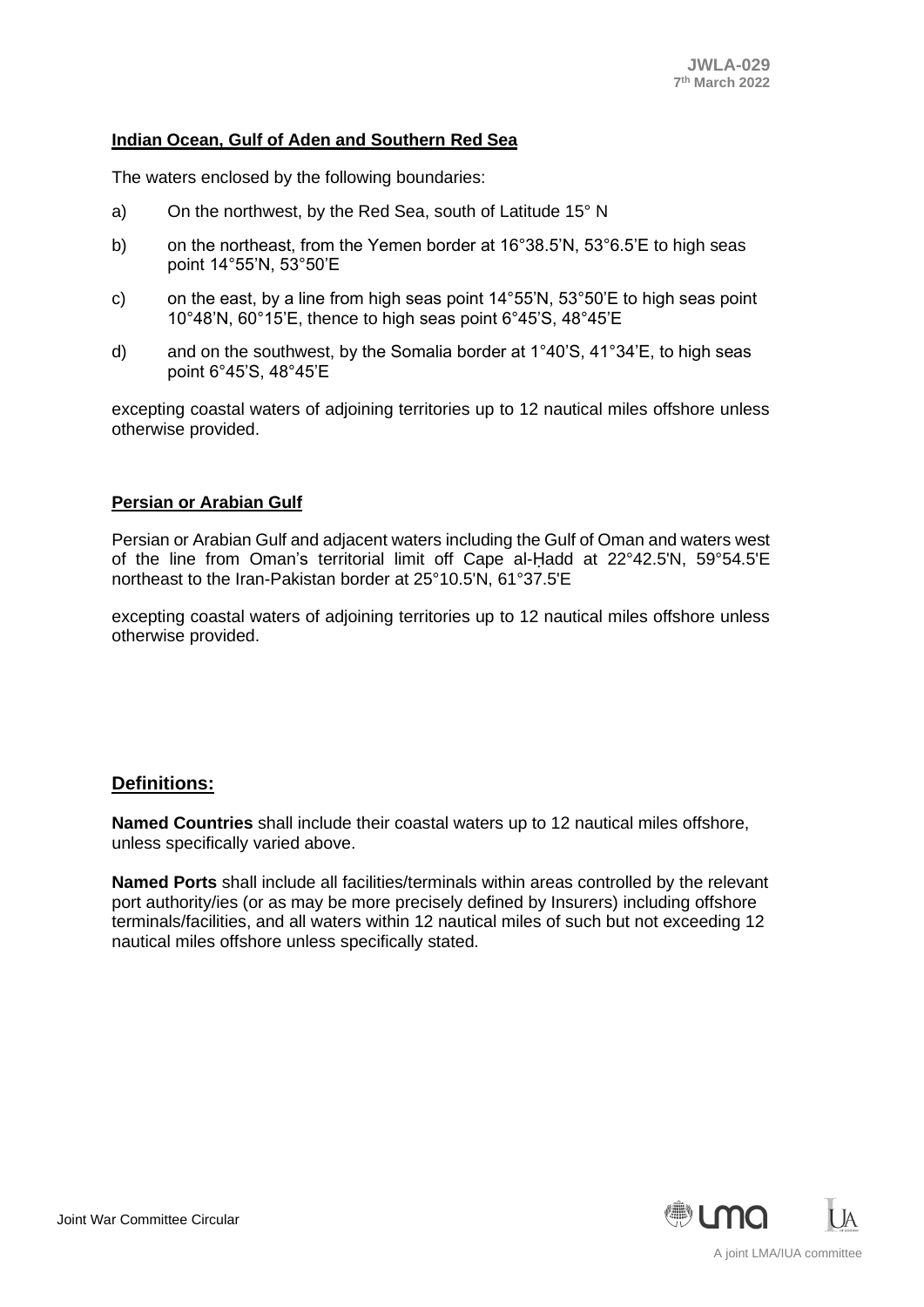**Indian Ocean, Gulf of Aden and Southern Red Sea**

The waters enclosed by the following boundaries:

a) On the northwest, by the Red Sea, south of Latitude 15° N

b) on the northeast, from the Yemen border at 16°38.5'N, 53°6.5'E to high seas point 14°55'N, 53°50'E

c) on the east, by a line from high seas point 14°55'N, 53°50'E to high seas point 10°48'N, 60°15'E, thence to high seas point 6°45'S, 48°45'E

d) and on the southwest, by the Somalia border at 1°40'S, 41°34'E, to high seas point 6°45'S, 48°45'E

excepting coastal waters of adjoining territories up to 12 nautical miles offshore unless otherwise provided.

**Persian or Arabian Gulf**

Persian or Arabian Gulf and adjacent waters including the Gulf of Oman and waters west of the line from Oman's territorial limit off Cape al-Ḥadd at 22°42.5'N, 59°54.5'E northeast to the Iran-Pakistan border at 25°10.5'N, 61°37.5'E

excepting coastal waters of adjoining territories up to 12 nautical miles offshore unless otherwise provided.

## Definitions:

**Named Countries** shall include their coastal waters up to 12 nautical miles offshore, unless specifically varied above.

**Named Ports** shall include all facilities/terminals within areas controlled by the relevant port authority/ies (or as may be more precisely defined by Insurers) including offshore terminals/facilities, and all waters within 12 nautical miles of such but not exceeding 12 nautical miles offshore unless specifically stated.